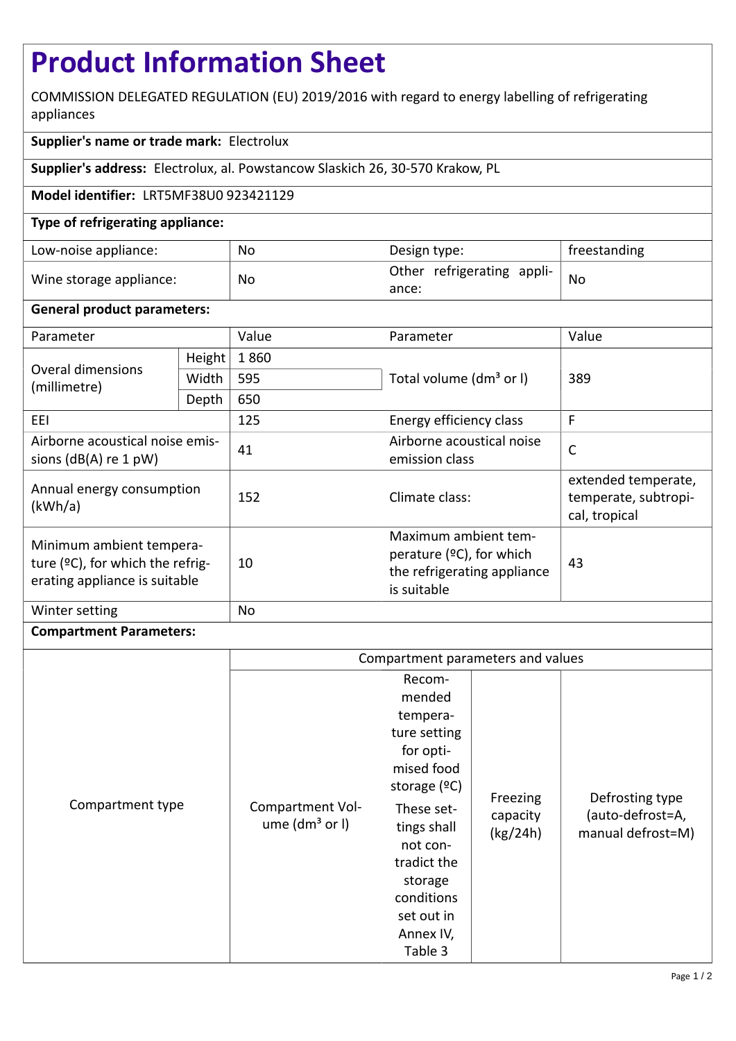# Product Information Sheet

COMMISSION DELEGATED REGULATION (EU) 2019/2016 with regard to energy labelling of refrigerating appliances

**Supplier's name or trade mark:** Electrolux

**Supplier's address:** Electrolux, al. Powstancow Slaskich 26, 30-570 Krakow, PL

**Model identifier:** LRT5MF38U0 923421129

**Type of refrigerating appliance:**

| | | | |
|---|---|---|---|
| Low-noise appliance: | No | Design type: | freestanding |
| Wine storage appliance: | No | Other refrigerating appliance: | No |

**General product parameters:**

| Parameter | | Value | Parameter | Value |
|---|---|---|---|---|
| Overal dimensions (millimetre) | Height | 1 860 | Total volume (dm³ or l) | 389 |
| | Width | 595 | | |
| | Depth | 650 | | |
| EEI | | 125 | Energy efficiency class | F |
| Airborne acoustical noise emissions (dB(A) re 1 pW) | | 41 | Airborne acoustical noise emission class | C |
| Annual energy consumption (kWh/a) | | 152 | Climate class: | extended temperate, temperate, subtropical, tropical |
| Minimum ambient temperature (ºC), for which the refrigerating appliance is suitable | | 10 | Maximum ambient temperature (ºC), for which the refrigerating appliance is suitable | 43 |
| Winter setting | | No | | |

**Compartment Parameters:**

| Compartment type | Compartment parameters and values | | | |
|---|---|---|---|---|
| | Compartment Volume (dm³ or l) | Recommended temperature setting for optimised food storage (ºC) These settings shall not contradict the storage conditions set out in Annex IV, Table 3 | Freezing capacity (kg/24h) | Defrosting type (auto-defrost=A, manual defrost=M) |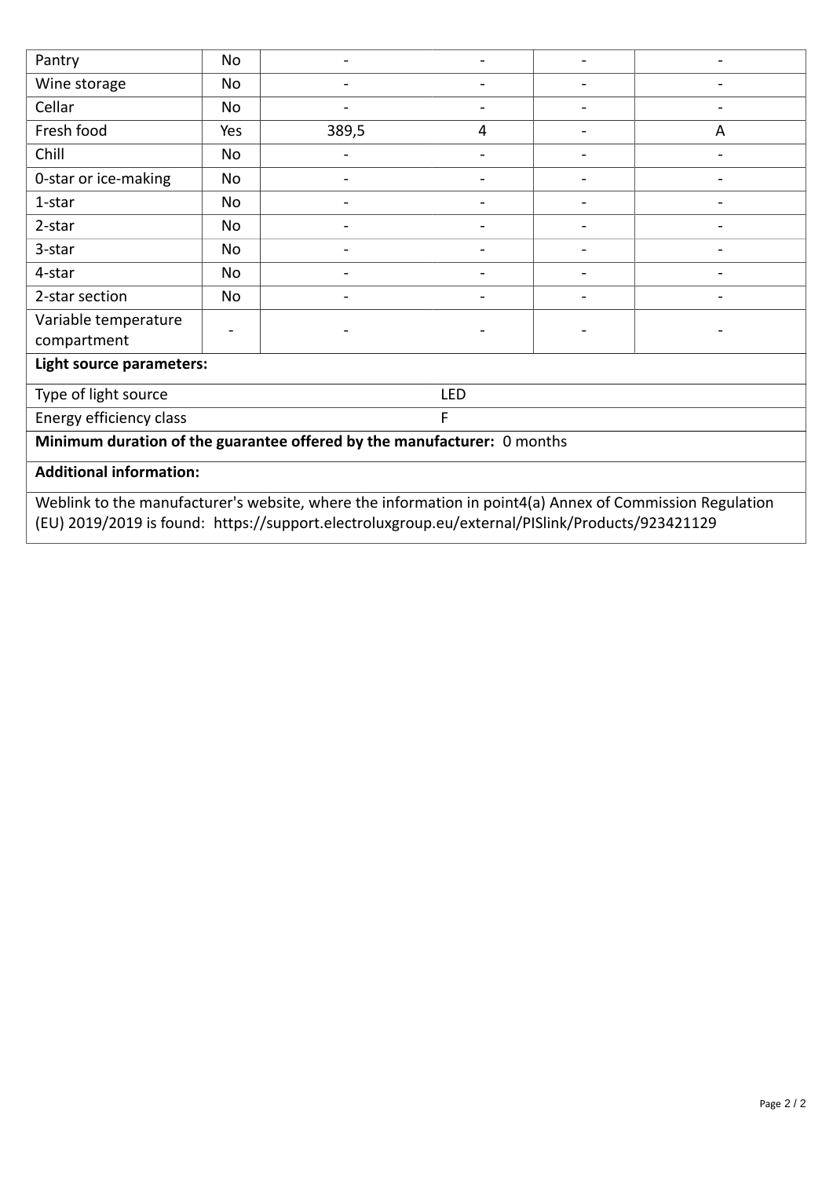| | | | | | |
|---|---|---|---|---|---|
| Pantry | No | - | - | - | - |
| Wine storage | No | - | - | - | - |
| Cellar | No | - | - | - | - |
| Fresh food | Yes | 389,5 | 4 | - | A |
| Chill | No | - | - | - | - |
| 0-star or ice-making | No | - | - | - | - |
| 1-star | No | - | - | - | - |
| 2-star | No | - | - | - | - |
| 3-star | No | - | - | - | - |
| 4-star | No | - | - | - | - |
| 2-star section | No | - | - | - | - |
| Variable temperature compartment | - | - | - | - | - |

**Light source parameters:**

| | |
|---|---|
| Type of light source | LED |
| Energy efficiency class | F |

**Minimum duration of the guarantee offered by the manufacturer:** 0 months

**Additional information:**

Weblink to the manufacturer's website, where the information in point4(a) Annex of Commission Regulation (EU) 2019/2019 is found: https://support.electroluxgroup.eu/external/PISlink/Products/923421129